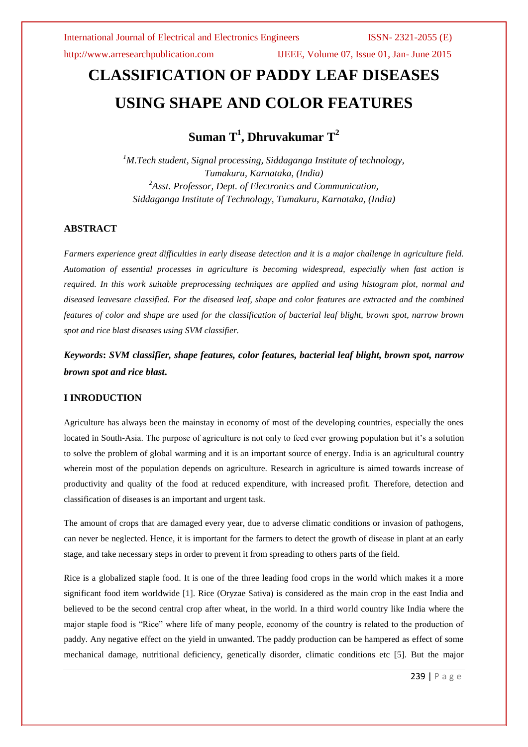# CLASSIFICATION OF PADDY LEAF DISEASES USING SHAPE AND COLOR FEATURES

## Suman T[1], Dhruvakumar T[2]

[1]*M.Tech student, Signal processing, Siddaganga Institute of technology, Tumakuru, Karnataka, (India)*
[2]*Asst. Professor, Dept. of Electronics and Communication, Siddaganga Institute of Technology, Tumakuru, Karnataka, (India)*

### ABSTRACT

*Farmers experience great difficulties in early disease detection and it is a major challenge in agriculture field. Automation of essential processes in agriculture is becoming widespread, especially when fast action is required. In this work suitable preprocessing techniques are applied and using histogram plot, normal and diseased leavesare classified. For the diseased leaf, shape and color features are extracted and the combined features of color and shape are used for the classification of bacterial leaf blight, brown spot, narrow brown spot and rice blast diseases using SVM classifier.*

***Keywords*: *SVM classifier, shape features, color features, bacterial leaf blight, brown spot, narrow brown spot and rice blast*.**

### I INRODUCTION

Agriculture has always been the mainstay in economy of most of the developing countries, especially the ones located in South-Asia. The purpose of agriculture is not only to feed ever growing population but it's a solution to solve the problem of global warming and it is an important source of energy. India is an agricultural country wherein most of the population depends on agriculture. Research in agriculture is aimed towards increase of productivity and quality of the food at reduced expenditure, with increased profit. Therefore, detection and classification of diseases is an important and urgent task.

The amount of crops that are damaged every year, due to adverse climatic conditions or invasion of pathogens, can never be neglected. Hence, it is important for the farmers to detect the growth of disease in plant at an early stage, and take necessary steps in order to prevent it from spreading to others parts of the field.

Rice is a globalized staple food. It is one of the three leading food crops in the world which makes it a more significant food item worldwide [1]. Rice (Oryzae Sativa) is considered as the main crop in the east India and believed to be the second central crop after wheat, in the world. In a third world country like India where the major staple food is "Rice" where life of many people, economy of the country is related to the production of paddy. Any negative effect on the yield in unwanted. The paddy production can be hampered as effect of some mechanical damage, nutritional deficiency, genetically disorder, climatic conditions etc [5]. But the major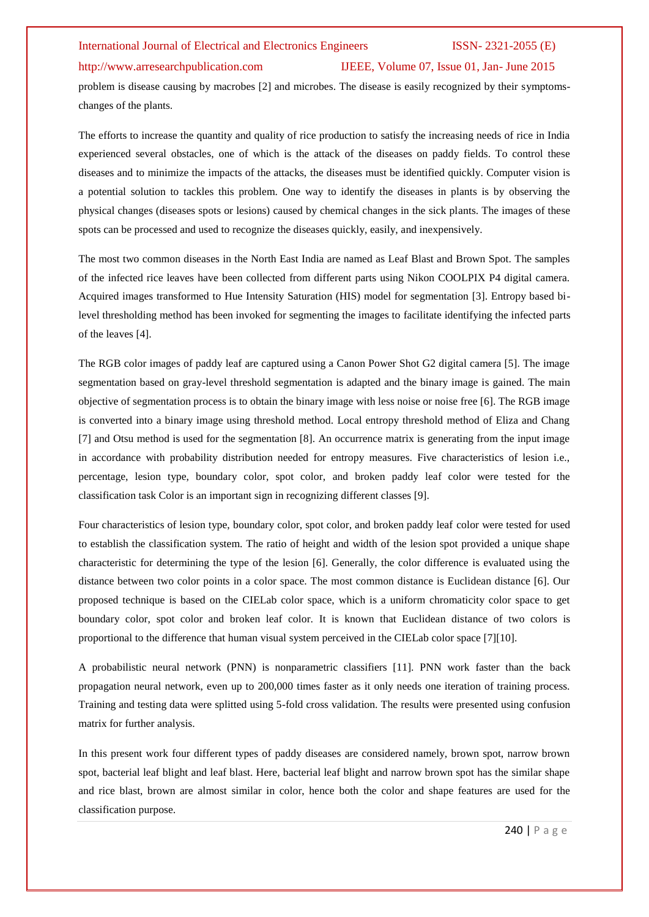problem is disease causing by macrobes [2] and microbes. The disease is easily recognized by their symptoms-changes of the plants.

The efforts to increase the quantity and quality of rice production to satisfy the increasing needs of rice in India experienced several obstacles, one of which is the attack of the diseases on paddy fields. To control these diseases and to minimize the impacts of the attacks, the diseases must be identified quickly. Computer vision is a potential solution to tackles this problem. One way to identify the diseases in plants is by observing the physical changes (diseases spots or lesions) caused by chemical changes in the sick plants. The images of these spots can be processed and used to recognize the diseases quickly, easily, and inexpensively.

The most two common diseases in the North East India are named as Leaf Blast and Brown Spot. The samples of the infected rice leaves have been collected from different parts using Nikon COOLPIX P4 digital camera. Acquired images transformed to Hue Intensity Saturation (HIS) model for segmentation [3]. Entropy based bi-level thresholding method has been invoked for segmenting the images to facilitate identifying the infected parts of the leaves [4].

The RGB color images of paddy leaf are captured using a Canon Power Shot G2 digital camera [5]. The image segmentation based on gray-level threshold segmentation is adapted and the binary image is gained. The main objective of segmentation process is to obtain the binary image with less noise or noise free [6]. The RGB image is converted into a binary image using threshold method. Local entropy threshold method of Eliza and Chang [7] and Otsu method is used for the segmentation [8]. An occurrence matrix is generating from the input image in accordance with probability distribution needed for entropy measures. Five characteristics of lesion i.e., percentage, lesion type, boundary color, spot color, and broken paddy leaf color were tested for the classification task Color is an important sign in recognizing different classes [9].

Four characteristics of lesion type, boundary color, spot color, and broken paddy leaf color were tested for used to establish the classification system. The ratio of height and width of the lesion spot provided a unique shape characteristic for determining the type of the lesion [6]. Generally, the color difference is evaluated using the distance between two color points in a color space. The most common distance is Euclidean distance [6]. Our proposed technique is based on the CIELab color space, which is a uniform chromaticity color space to get boundary color, spot color and broken leaf color. It is known that Euclidean distance of two colors is proportional to the difference that human visual system perceived in the CIELab color space [7][10].

A probabilistic neural network (PNN) is nonparametric classifiers [11]. PNN work faster than the back propagation neural network, even up to 200,000 times faster as it only needs one iteration of training process. Training and testing data were splitted using 5-fold cross validation. The results were presented using confusion matrix for further analysis.

In this present work four different types of paddy diseases are considered namely, brown spot, narrow brown spot, bacterial leaf blight and leaf blast. Here, bacterial leaf blight and narrow brown spot has the similar shape and rice blast, brown are almost similar in color, hence both the color and shape features are used for the classification purpose.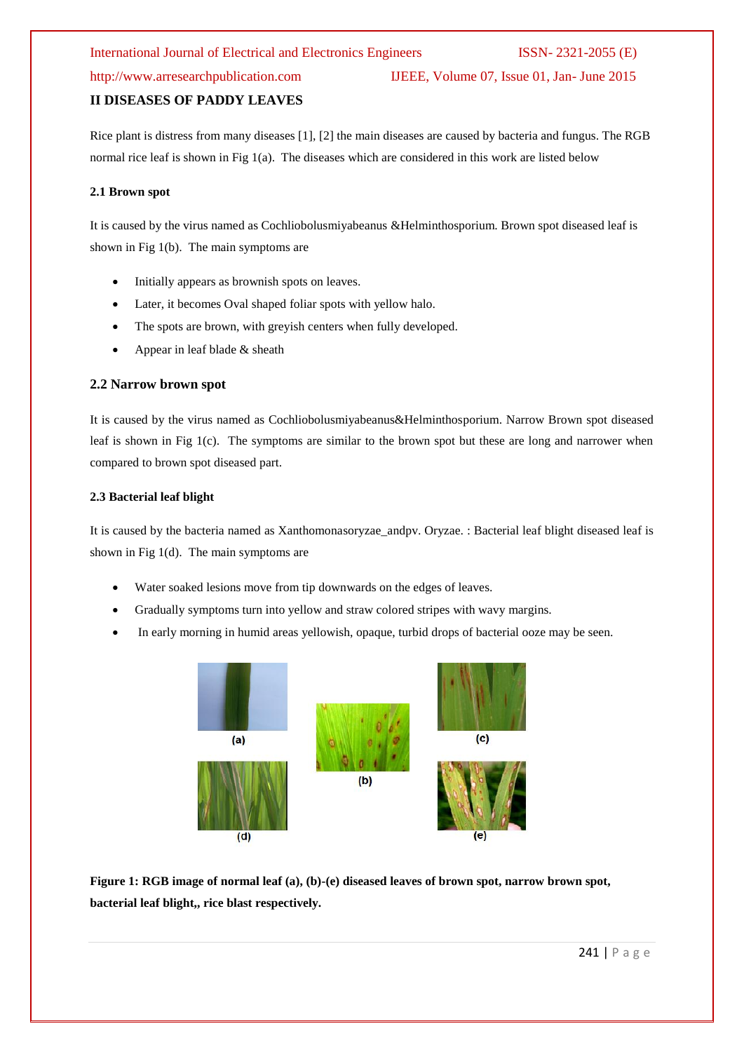## II DISEASES OF PADDY LEAVES

Rice plant is distress from many diseases [1], [2] the main diseases are caused by bacteria and fungus. The RGB normal rice leaf is shown in Fig 1(a). The diseases which are considered in this work are listed below

### 2.1 Brown spot

It is caused by the virus named as Cochliobolusmiyabeanus &Helminthosporium. Brown spot diseased leaf is shown in Fig 1(b). The main symptoms are

- Initially appears as brownish spots on leaves.
- Later, it becomes Oval shaped foliar spots with yellow halo.
- The spots are brown, with greyish centers when fully developed.
- Appear in leaf blade & sheath

### 2.2 Narrow brown spot

It is caused by the virus named as Cochliobolusmiyabeanus&Helminthosporium. Narrow Brown spot diseased leaf is shown in Fig 1(c). The symptoms are similar to the brown spot but these are long and narrower when compared to brown spot diseased part.

### 2.3 Bacterial leaf blight

It is caused by the bacteria named as Xanthomonasoryzae_andpv. Oryzae. : Bacterial leaf blight diseased leaf is shown in Fig 1(d). The main symptoms are

- Water soaked lesions move from tip downwards on the edges of leaves.
- Gradually symptoms turn into yellow and straw colored stripes with wavy margins.
- In early morning in humid areas yellowish, opaque, turbid drops of bacterial ooze may be seen.

(a) (b) (c) (d) (e)

**Figure 1: RGB image of normal leaf (a), (b)-(e) diseased leaves of brown spot, narrow brown spot, bacterial leaf blight,, rice blast respectively.**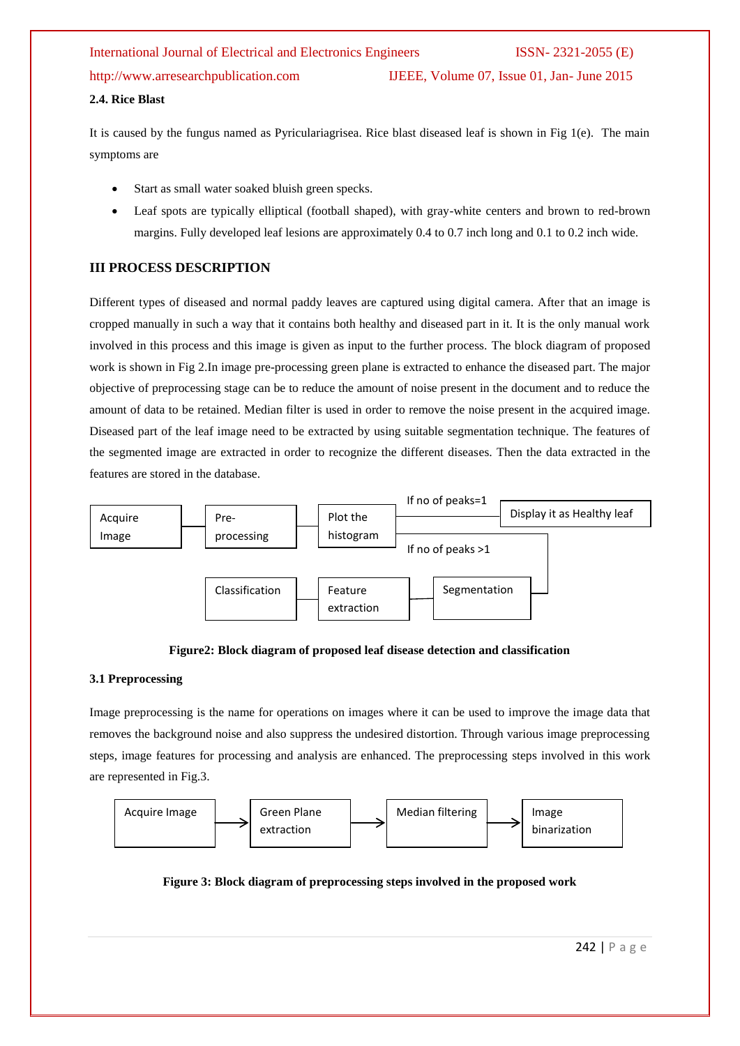### 2.4. Rice Blast

It is caused by the fungus named as Pyriculariagrisea. Rice blast diseased leaf is shown in Fig 1(e). The main symptoms are

- Start as small water soaked bluish green specks.
- Leaf spots are typically elliptical (football shaped), with gray-white centers and brown to red-brown margins. Fully developed leaf lesions are approximately 0.4 to 0.7 inch long and 0.1 to 0.2 inch wide.

## III PROCESS DESCRIPTION

Different types of diseased and normal paddy leaves are captured using digital camera. After that an image is cropped manually in such a way that it contains both healthy and diseased part in it. It is the only manual work involved in this process and this image is given as input to the further process. The block diagram of proposed work is shown in Fig 2.In image pre-processing green plane is extracted to enhance the diseased part. The major objective of preprocessing stage can be to reduce the amount of noise present in the document and to reduce the amount of data to be retained. Median filter is used in order to remove the noise present in the acquired image. Diseased part of the leaf image need to be extracted by using suitable segmentation technique. The features of the segmented image are extracted in order to recognize the different diseases. Then the data extracted in the features are stored in the database.

Acquire Image → Pre-processing → Plot the histogram → (If no of peaks=1) Display it as Healthy leaf

Plot the histogram → (If no of peaks >1) Segmentation → Feature extraction → Classification

**Figure2: Block diagram of proposed leaf disease detection and classification**

### 3.1 Preprocessing

Image preprocessing is the name for operations on images where it can be used to improve the image data that removes the background noise and also suppress the undesired distortion. Through various image preprocessing steps, image features for processing and analysis are enhanced. The preprocessing steps involved in this work are represented in Fig.3.

Acquire Image → Green Plane extraction → Median filtering → Image binarization

**Figure 3: Block diagram of preprocessing steps involved in the proposed work**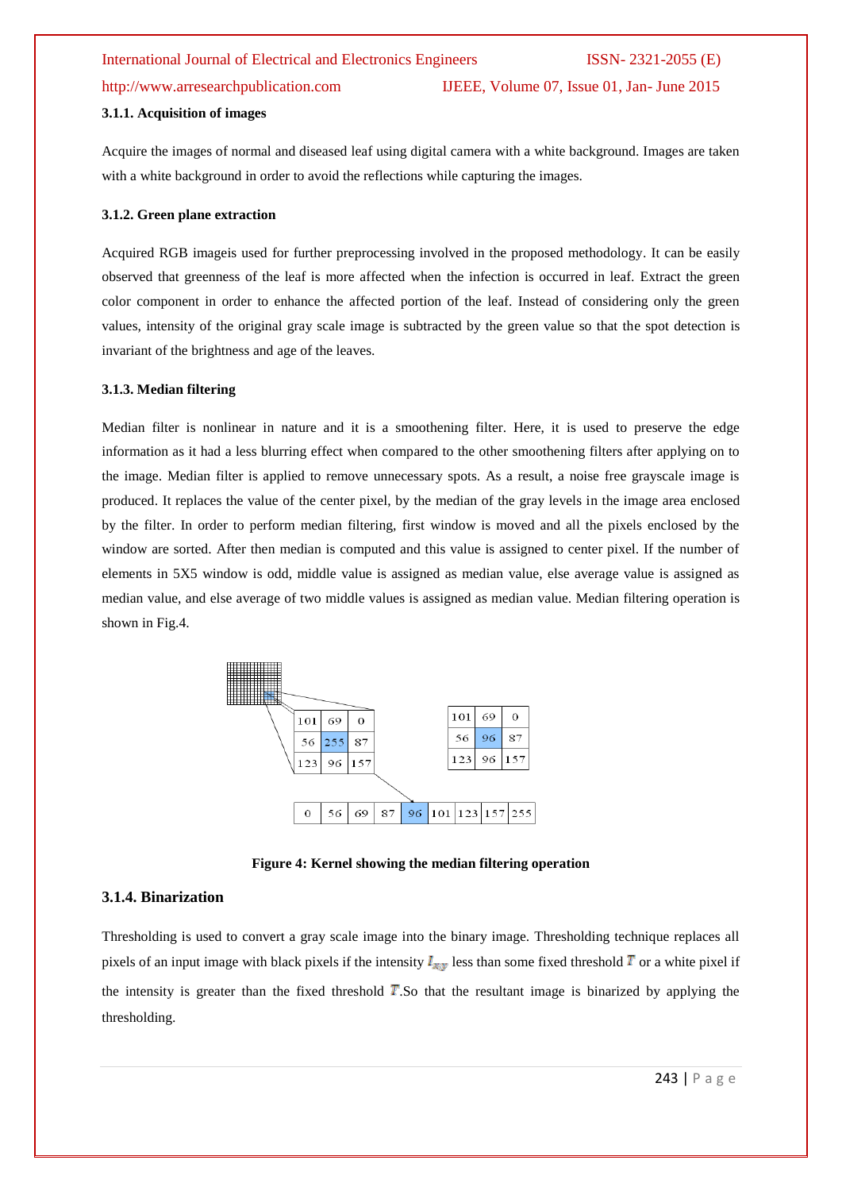### 3.1.1. Acquisition of images

Acquire the images of normal and diseased leaf using digital camera with a white background. Images are taken with a white background in order to avoid the reflections while capturing the images.

### 3.1.2. Green plane extraction

Acquired RGB imageis used for further preprocessing involved in the proposed methodology. It can be easily observed that greenness of the leaf is more affected when the infection is occurred in leaf. Extract the green color component in order to enhance the affected portion of the leaf. Instead of considering only the green values, intensity of the original gray scale image is subtracted by the green value so that the spot detection is invariant of the brightness and age of the leaves.

### 3.1.3. Median filtering

Median filter is nonlinear in nature and it is a smoothening filter. Here, it is used to preserve the edge information as it had a less blurring effect when compared to the other smoothening filters after applying on to the image. Median filter is applied to remove unnecessary spots. As a result, a noise free grayscale image is produced. It replaces the value of the center pixel, by the median of the gray levels in the image area enclosed by the filter. In order to perform median filtering, first window is moved and all the pixels enclosed by the window are sorted. After then median is computed and this value is assigned to center pixel. If the number of elements in 5X5 window is odd, middle value is assigned as median value, else average value is assigned as median value, and else average of two middle values is assigned as median value. Median filtering operation is shown in Fig.4.

| 101 | 69 | 0 |
|---|---|---|
| 56 | 255 | 87 |
| 123 | 96 | 157 |

| 101 | 69 | 0 |
|---|---|---|
| 56 | 96 | 87 |
| 123 | 96 | 157 |

| 0 | 56 | 69 | 87 | 96 | 101 | 123 | 157 | 255 |
|---|---|---|---|---|---|---|---|---|

**Figure 4: Kernel showing the median filtering operation**

### 3.1.4. Binarization

Thresholding is used to convert a gray scale image into the binary image. Thresholding technique replaces all pixels of an input image with black pixels if the intensity $I_{xy}$ less than some fixed threshold $T$ or a white pixel if the intensity is greater than the fixed threshold $T$.So that the resultant image is binarized by applying the thresholding.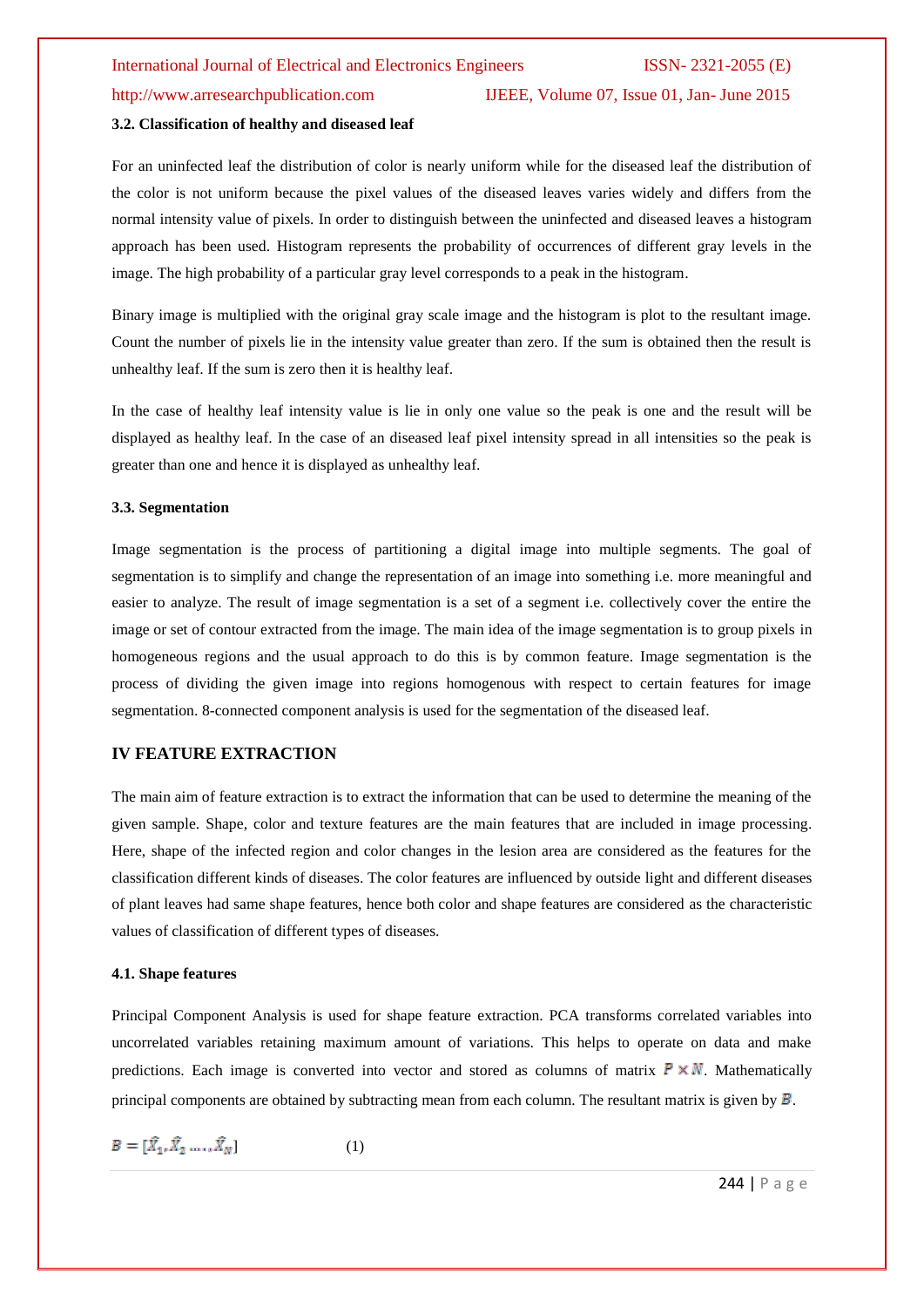### 3.2. Classification of healthy and diseased leaf

For an uninfected leaf the distribution of color is nearly uniform while for the diseased leaf the distribution of the color is not uniform because the pixel values of the diseased leaves varies widely and differs from the normal intensity value of pixels. In order to distinguish between the uninfected and diseased leaves a histogram approach has been used. Histogram represents the probability of occurrences of different gray levels in the image. The high probability of a particular gray level corresponds to a peak in the histogram.

Binary image is multiplied with the original gray scale image and the histogram is plot to the resultant image. Count the number of pixels lie in the intensity value greater than zero. If the sum is obtained then the result is unhealthy leaf. If the sum is zero then it is healthy leaf.

In the case of healthy leaf intensity value is lie in only one value so the peak is one and the result will be displayed as healthy leaf. In the case of an diseased leaf pixel intensity spread in all intensities so the peak is greater than one and hence it is displayed as unhealthy leaf.

### 3.3. Segmentation

Image segmentation is the process of partitioning a digital image into multiple segments. The goal of segmentation is to simplify and change the representation of an image into something i.e. more meaningful and easier to analyze. The result of image segmentation is a set of a segment i.e. collectively cover the entire the image or set of contour extracted from the image. The main idea of the image segmentation is to group pixels in homogeneous regions and the usual approach to do this is by common feature. Image segmentation is the process of dividing the given image into regions homogenous with respect to certain features for image segmentation. 8-connected component analysis is used for the segmentation of the diseased leaf.

## IV FEATURE EXTRACTION

The main aim of feature extraction is to extract the information that can be used to determine the meaning of the given sample. Shape, color and texture features are the main features that are included in image processing. Here, shape of the infected region and color changes in the lesion area are considered as the features for the classification different kinds of diseases. The color features are influenced by outside light and different diseases of plant leaves had same shape features, hence both color and shape features are considered as the characteristic values of classification of different types of diseases.

### 4.1. Shape features

Principal Component Analysis is used for shape feature extraction. PCA transforms correlated variables into uncorrelated variables retaining maximum amount of variations. This helps to operate on data and make predictions. Each image is converted into vector and stored as columns of matrix $P \times N$. Mathematically principal components are obtained by subtracting mean from each column. The resultant matrix is given by $B$.

$$B = [\hat{X}_1, \hat{X}_2 \ldots, \hat{X}_N] \qquad (1)$$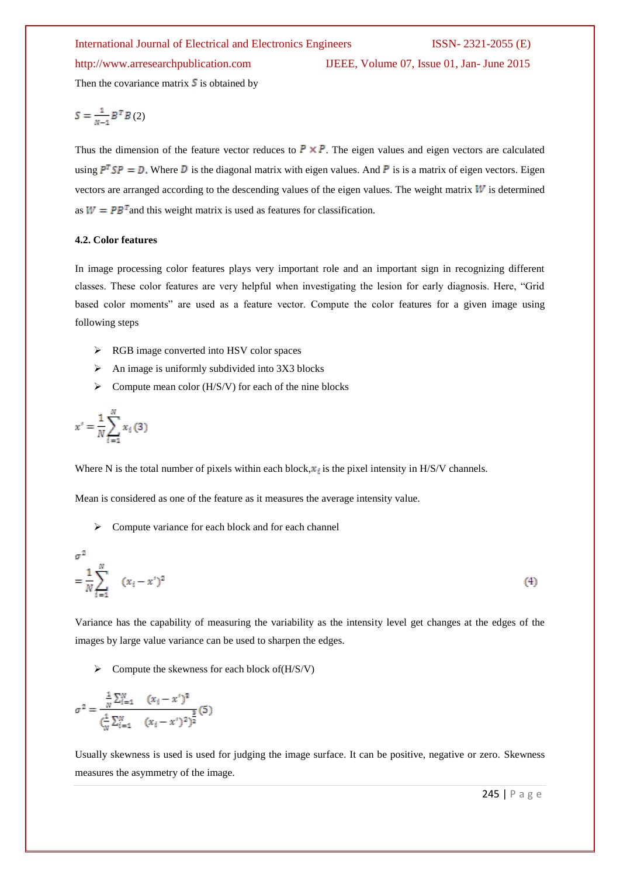Then the covariance matrix $S$ is obtained by

$$S = \frac{1}{N-1} B^T B \quad (2)$$

Thus the dimension of the feature vector reduces to $P \times P$. The eigen values and eigen vectors are calculated using $P^T SP = D$. Where $D$ is the diagonal matrix with eigen values. And $P$ is is a matrix of eigen vectors. Eigen vectors are arranged according to the descending values of the eigen values. The weight matrix $W$ is determined as $W = PB^T$and this weight matrix is used as features for classification.

**4.2. Color features**

In image processing color features plays very important role and an important sign in recognizing different classes. These color features are very helpful when investigating the lesion for early diagnosis. Here, "Grid based color moments" are used as a feature vector. Compute the color features for a given image using following steps

- RGB image converted into HSV color spaces
- An image is uniformly subdivided into 3X3 blocks
- Compute mean color (H/S/V) for each of the nine blocks

$$x' = \frac{1}{N} \sum_{i=1}^{N} x_i \quad (3)$$

Where N is the total number of pixels within each block,$x_i$ is the pixel intensity in H/S/V channels.

Mean is considered as one of the feature as it measures the average intensity value.

- Compute variance for each block and for each channel

$$\sigma^2 = \frac{1}{N} \sum_{i=1}^{N} (x_i - x')^2 \quad (4)$$

Variance has the capability of measuring the variability as the intensity level get changes at the edges of the images by large value variance can be used to sharpen the edges.

- Compute the skewness for each block of(H/S/V)

$$\sigma^2 = \frac{\frac{1}{N} \sum_{i=1}^{N} (x_i - x')^3}{\left(\frac{1}{N} \sum_{i=1}^{N} (x_i - x')^2\right)^{\frac{3}{2}}} \quad (5)$$

Usually skewness is used is used for judging the image surface. It can be positive, negative or zero. Skewness measures the asymmetry of the image.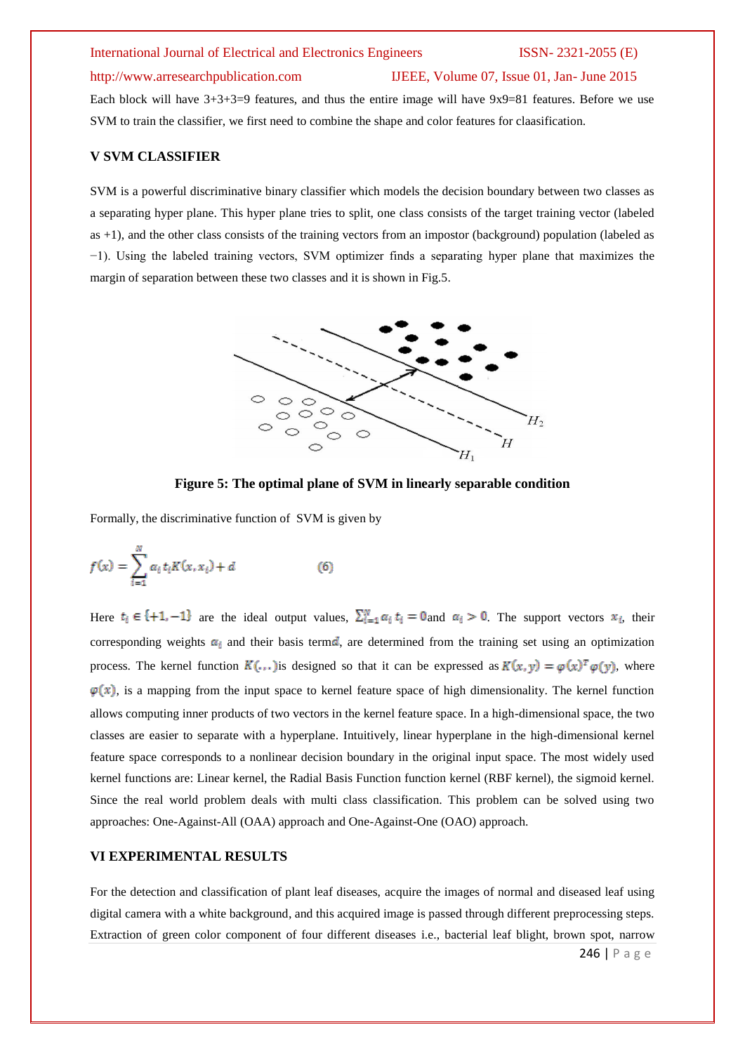Each block will have 3+3+3=9 features, and thus the entire image will have 9x9=81 features. Before we use SVM to train the classifier, we first need to combine the shape and color features for claassification.

## V SVM CLASSIFIER

SVM is a powerful discriminative binary classifier which models the decision boundary between two classes as a separating hyper plane. This hyper plane tries to split, one class consists of the target training vector (labeled as +1), and the other class consists of the training vectors from an impostor (background) population (labeled as −1). Using the labeled training vectors, SVM optimizer finds a separating hyper plane that maximizes the margin of separation between these two classes and it is shown in Fig.5.

**Figure 5: The optimal plane of SVM in linearly separable condition**

Formally, the discriminative function of SVM is given by

$$f(x) = \sum_{i=1}^{N} \alpha_i t_i K(x, x_i) + d \qquad (6)$$

Here $t_i \in \{+1, -1\}$ are the ideal output values, $\sum_{i=1}^{N} \alpha_i t_i = 0$and $\alpha_i > 0$. The support vectors $x_i$, their corresponding weights $\alpha_i$ and their basis term$d$, are determined from the training set using an optimization process. The kernel function $K(.,.)$is designed so that it can be expressed as $K(x, y) = \varphi(x)^T \varphi(y)$, where $\varphi(x)$, is a mapping from the input space to kernel feature space of high dimensionality. The kernel function allows computing inner products of two vectors in the kernel feature space. In a high-dimensional space, the two classes are easier to separate with a hyperplane. Intuitively, linear hyperplane in the high-dimensional kernel feature space corresponds to a nonlinear decision boundary in the original input space. The most widely used kernel functions are: Linear kernel, the Radial Basis Function function kernel (RBF kernel), the sigmoid kernel. Since the real world problem deals with multi class classification. This problem can be solved using two approaches: One-Against-All (OAA) approach and One-Against-One (OAO) approach.

## VI EXPERIMENTAL RESULTS

For the detection and classification of plant leaf diseases, acquire the images of normal and diseased leaf using digital camera with a white background, and this acquired image is passed through different preprocessing steps. Extraction of green color component of four different diseases i.e., bacterial leaf blight, brown spot, narrow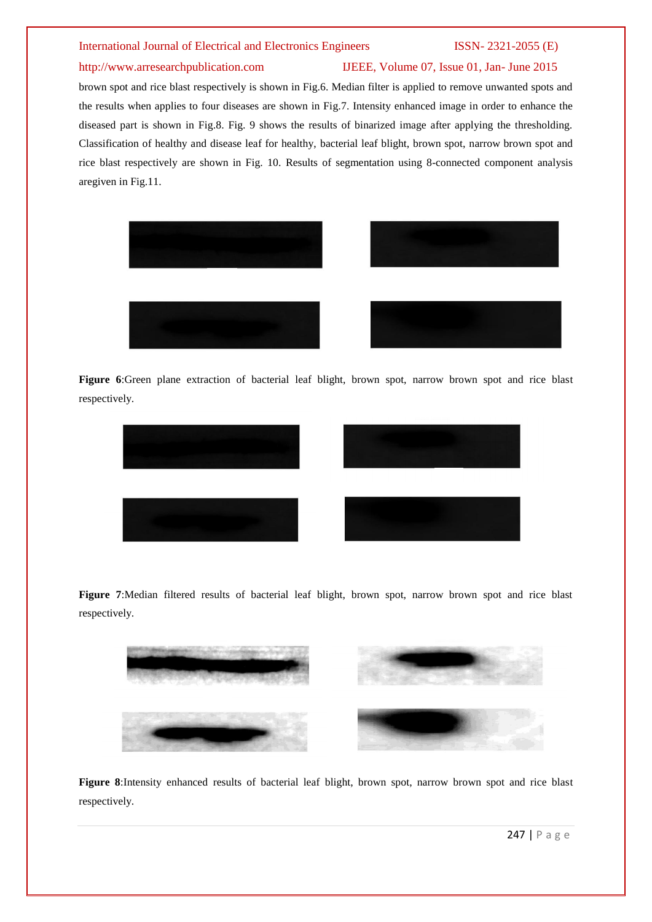brown spot and rice blast respectively is shown in Fig.6. Median filter is applied to remove unwanted spots and the results when applies to four diseases are shown in Fig.7. Intensity enhanced image in order to enhance the diseased part is shown in Fig.8. Fig. 9 shows the results of binarized image after applying the thresholding. Classification of healthy and disease leaf for healthy, bacterial leaf blight, brown spot, narrow brown spot and rice blast respectively are shown in Fig. 10. Results of segmentation using 8-connected component analysis aregiven in Fig.11.

**Figure 6**:Green plane extraction of bacterial leaf blight, brown spot, narrow brown spot and rice blast respectively.

**Figure 7**:Median filtered results of bacterial leaf blight, brown spot, narrow brown spot and rice blast respectively.

**Figure 8**:Intensity enhanced results of bacterial leaf blight, brown spot, narrow brown spot and rice blast respectively.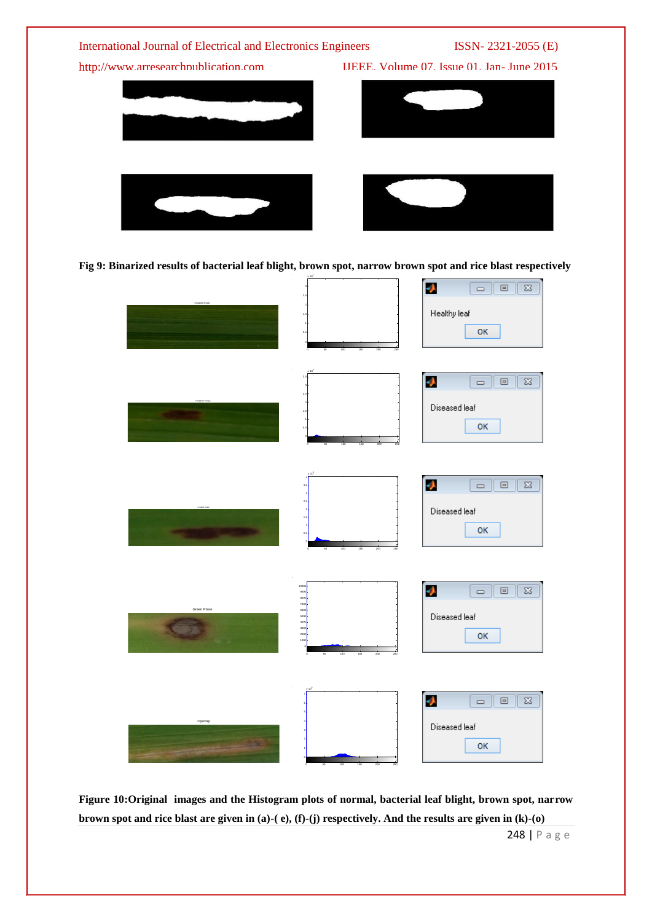**Fig 9: Binarized results of bacterial leaf blight, brown spot, narrow brown spot and rice blast respectively**

**Figure 10:Original images and the Histogram plots of normal, bacterial leaf blight, brown spot, narrow brown spot and rice blast are given in (a)-( e), (f)-(j) respectively. And the results are given in (k)-(o)**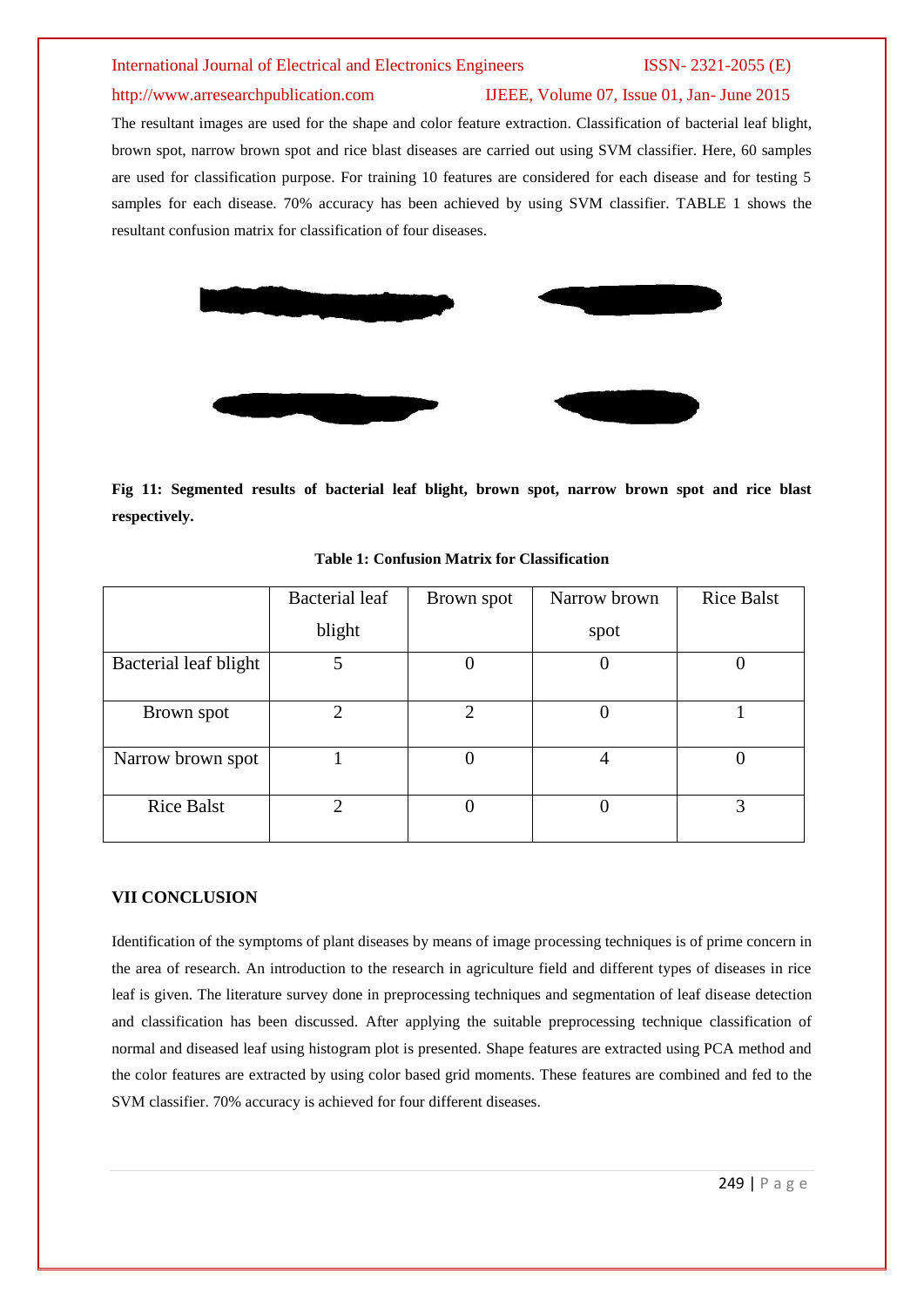The resultant images are used for the shape and color feature extraction. Classification of bacterial leaf blight, brown spot, narrow brown spot and rice blast diseases are carried out using SVM classifier. Here, 60 samples are used for classification purpose. For training 10 features are considered for each disease and for testing 5 samples for each disease. 70% accuracy has been achieved by using SVM classifier. TABLE 1 shows the resultant confusion matrix for classification of four diseases.

**Fig 11: Segmented results of bacterial leaf blight, brown spot, narrow brown spot and rice blast respectively.**

**Table 1: Confusion Matrix for Classification**

| | Bacterial leaf blight | Brown spot | Narrow brown spot | Rice Balst |
|---|---|---|---|---|
| Bacterial leaf blight | 5 | 0 | 0 | 0 |
| Brown spot | 2 | 2 | 0 | 1 |
| Narrow brown spot | 1 | 0 | 4 | 0 |
| Rice Balst | 2 | 0 | 0 | 3 |

## VII CONCLUSION

Identification of the symptoms of plant diseases by means of image processing techniques is of prime concern in the area of research. An introduction to the research in agriculture field and different types of diseases in rice leaf is given. The literature survey done in preprocessing techniques and segmentation of leaf disease detection and classification has been discussed. After applying the suitable preprocessing technique classification of normal and diseased leaf using histogram plot is presented. Shape features are extracted using PCA method and the color features are extracted by using color based grid moments. These features are combined and fed to the SVM classifier. 70% accuracy is achieved for four different diseases.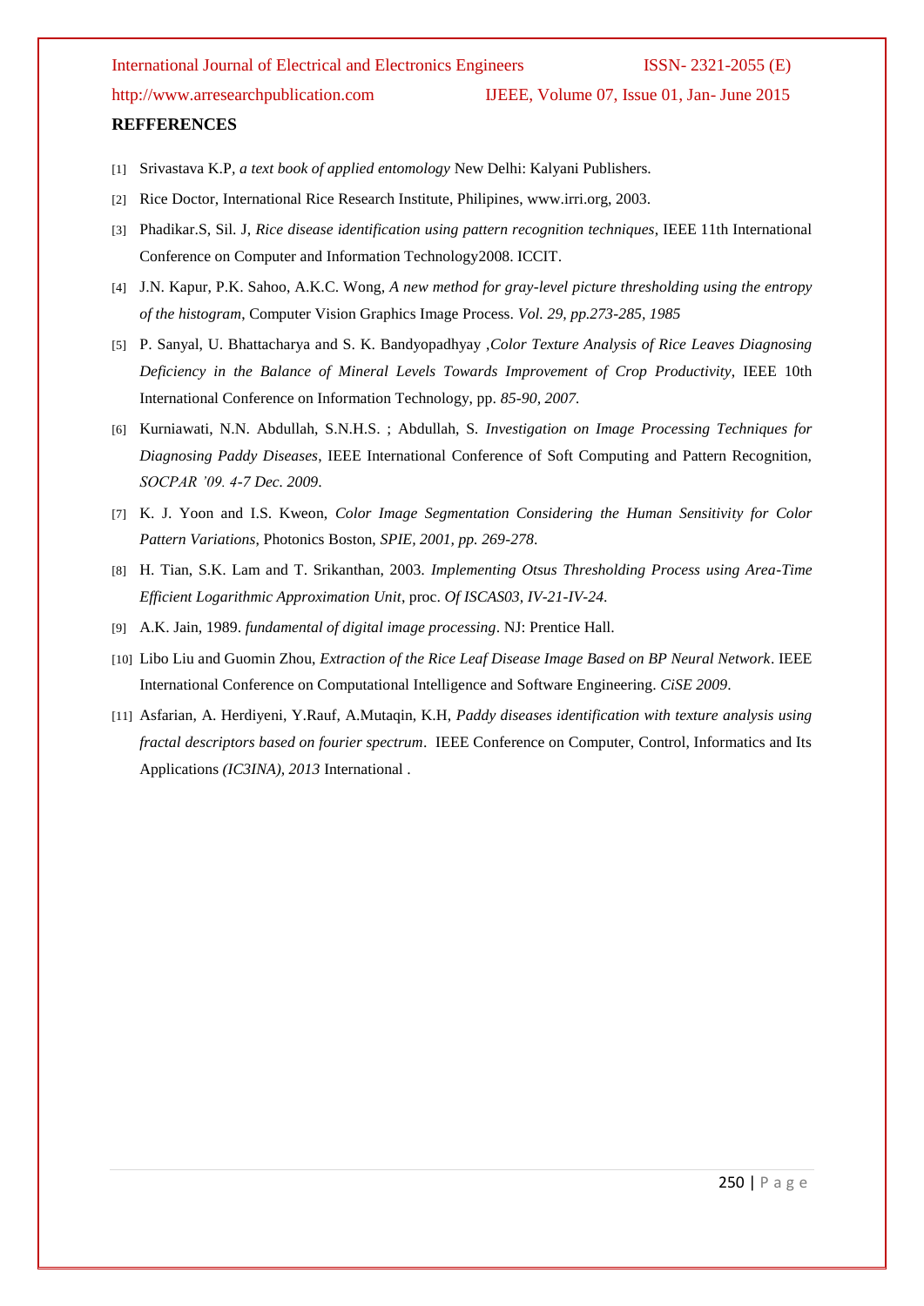## REFFERENCES

[1] Srivastava K.P, *a text book of applied entomology* New Delhi: Kalyani Publishers.

[2] Rice Doctor, International Rice Research Institute, Philipines, www.irri.org, 2003.

[3] Phadikar.S, Sil. J, *Rice disease identification using pattern recognition techniques*, IEEE 11th International Conference on Computer and Information Technology2008. ICCIT.

[4] J.N. Kapur, P.K. Sahoo, A.K.C. Wong, *A new method for gray-level picture thresholding using the entropy of the histogram*, Computer Vision Graphics Image Process. *Vol. 29, pp.273-285, 1985*

[5] P. Sanyal, U. Bhattacharya and S. K. Bandyopadhyay ,*Color Texture Analysis of Rice Leaves Diagnosing Deficiency in the Balance of Mineral Levels Towards Improvement of Crop Productivity*, IEEE 10th International Conference on Information Technology, pp. *85-90, 2007.*

[6] Kurniawati, N.N. Abdullah, S.N.H.S. ; Abdullah, S. *Investigation on Image Processing Techniques for Diagnosing Paddy Diseases*, IEEE International Conference of Soft Computing and Pattern Recognition, *SOCPAR '09. 4-7 Dec. 2009*.

[7] K. J. Yoon and I.S. Kweon, *Color Image Segmentation Considering the Human Sensitivity for Color Pattern Variations*, Photonics Boston, *SPIE, 2001, pp. 269-278*.

[8] H. Tian, S.K. Lam and T. Srikanthan, 2003. *Implementing Otsus Thresholding Process using Area-Time Efficient Logarithmic Approximation Unit*, proc. *Of ISCAS03, IV-21-IV-24*.

[9] A.K. Jain, 1989. *fundamental of digital image processing*. NJ: Prentice Hall.

[10] Libo Liu and Guomin Zhou, *Extraction of the Rice Leaf Disease Image Based on BP Neural Network*. IEEE International Conference on Computational Intelligence and Software Engineering. *CiSE 2009*.

[11] Asfarian, A. Herdiyeni, Y.Rauf, A.Mutaqin, K.H, *Paddy diseases identification with texture analysis using fractal descriptors based on fourier spectrum*. IEEE Conference on Computer, Control, Informatics and Its Applications *(IC3INA), 2013* International .